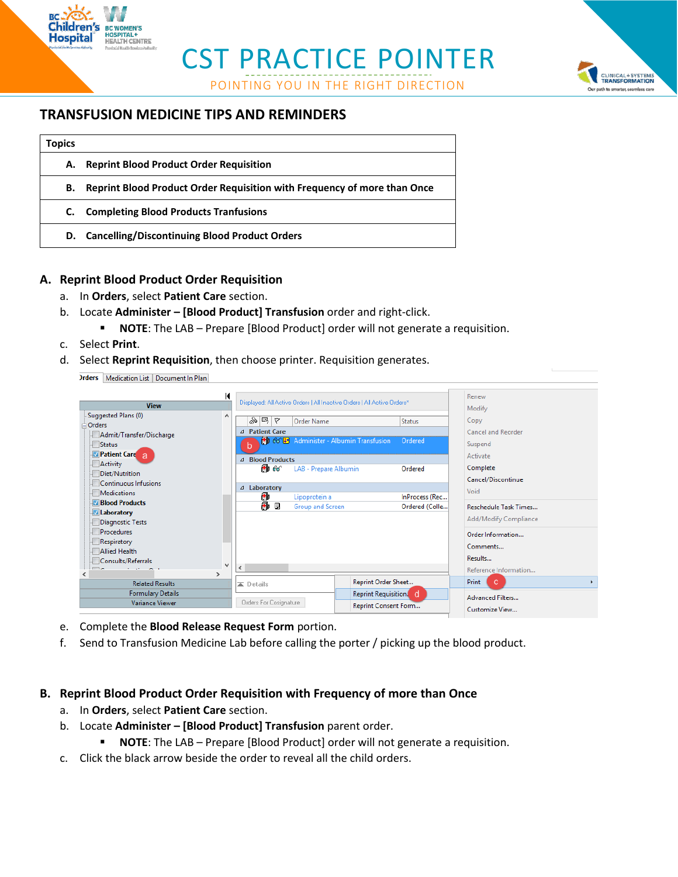# CST PRACTICE POINTER

POINTING YOU IN THE RIGHT DIRECTION

## TRANSFUSION MEDICINE TIPS AND REMINDERS

| Topics |
|---|
| **A. Reprint Blood Product Order Requisition** |
| **B. Reprint Blood Product Order Requisition with Frequency of more than Once** |
| **C. Completing Blood Products Tranfusions** |
| **D. Cancelling/Discontinuing Blood Product Orders** |

## A. Reprint Blood Product Order Requisition

a. In **Orders**, select **Patient Care** section.

b. Locate **Administer – [Blood Product] Transfusion** order and right-click.

- **NOTE**: The LAB – Prepare [Blood Product] order will not generate a requisition.

c. Select **Print**.

d. Select **Reprint Requisition**, then choose printer. Requisition generates.

e. Complete the **Blood Release Request Form** portion.

f. Send to Transfusion Medicine Lab before calling the porter / picking up the blood product.

## B. Reprint Blood Product Order Requisition with Frequency of more than Once

a. In **Orders**, select **Patient Care** section.

b. Locate **Administer – [Blood Product] Transfusion** parent order.

- **NOTE**: The LAB – Prepare [Blood Product] order will not generate a requisition.

c. Click the black arrow beside the order to reveal all the child orders.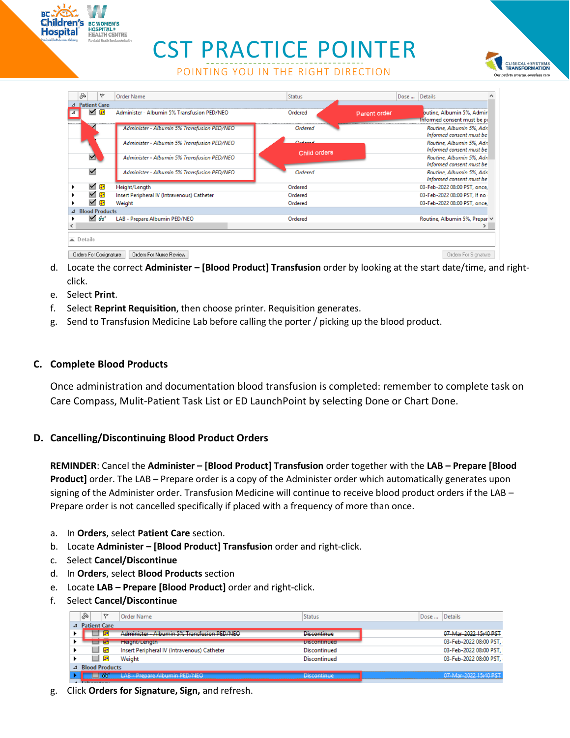d. Locate the correct **Administer – [Blood Product] Transfusion** order by looking at the start date/time, and right-click.

e. Select **Print**.

f. Select **Reprint Requisition**, then choose printer. Requisition generates.

g. Send to Transfusion Medicine Lab before calling the porter / picking up the blood product.

## C. Complete Blood Products

Once administration and documentation blood transfusion is completed: remember to complete task on Care Compass, Mulit-Patient Task List or ED LaunchPoint by selecting Done or Chart Done.

## D. Cancelling/Discontinuing Blood Product Orders

**REMINDER**: Cancel the **Administer – [Blood Product] Transfusion** order together with the **LAB – Prepare [Blood Product]** order. The LAB – Prepare order is a copy of the Administer order which automatically generates upon signing of the Administer order. Transfusion Medicine will continue to receive blood product orders if the LAB – Prepare order is not cancelled specifically if placed with a frequency of more than once.

a. In **Orders**, select **Patient Care** section.

b. Locate **Administer – [Blood Product] Transfusion** order and right-click.

c. Select **Cancel/Discontinue**

d. In **Orders**, select **Blood Products** section

e. Locate **LAB – Prepare [Blood Product]** order and right-click.

f. Select **Cancel/Discontinue**

g. Click **Orders for Signature, Sign,** and refresh.